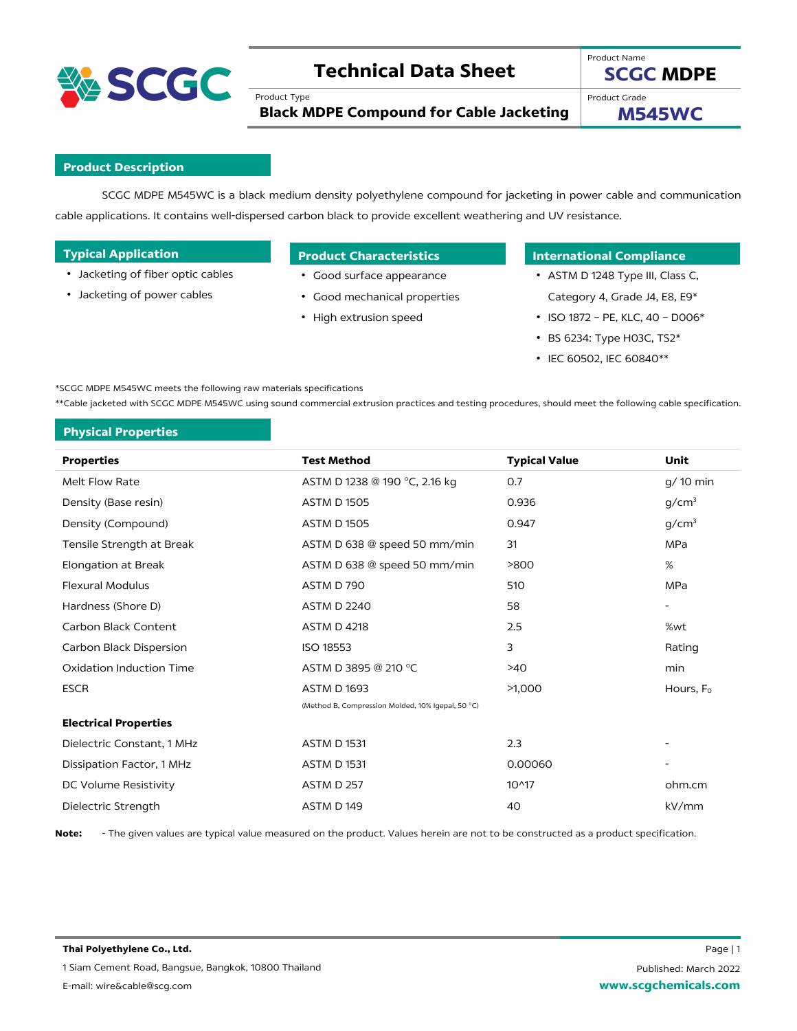# Technical Data Sheet

Product Name: **SCGC MDPE**

Product Type: **Black MDPE Compound for Cable Jacketing**

Product Grade: **M545WC**

## Product Description

SCGC MDPE M545WC is a black medium density polyethylene compound for jacketing in power cable and communication cable applications. It contains well-dispersed carbon black to provide excellent weathering and UV resistance.

## Typical Application

- Jacketing of fiber optic cables
- Jacketing of power cables

## Product Characteristics

- Good surface appearance
- Good mechanical properties
- High extrusion speed

## International Compliance

- ASTM D 1248 Type III, Class C, Category 4, Grade J4, E8, E9*
- ISO 1872 – PE, KLC, 40 – D006*
- BS 6234: Type H03C, TS2*
- IEC 60502, IEC 60840**

*SCGC MDPE M545WC meets the following raw materials specifications

**Cable jacketed with SCGC MDPE M545WC using sound commercial extrusion practices and testing procedures, should meet the following cable specification.

## Physical Properties

| Properties | Test Method | Typical Value | Unit |
|---|---|---|---|
| Melt Flow Rate | ASTM D 1238 @ 190 °C, 2.16 kg | 0.7 | g/ 10 min |
| Density (Base resin) | ASTM D 1505 | 0.936 | g/cm³ |
| Density (Compound) | ASTM D 1505 | 0.947 | g/cm³ |
| Tensile Strength at Break | ASTM D 638 @ speed 50 mm/min | 31 | MPa |
| Elongation at Break | ASTM D 638 @ speed 50 mm/min | >800 | % |
| Flexural Modulus | ASTM D 790 | 510 | MPa |
| Hardness (Shore D) | ASTM D 2240 | 58 | - |
| Carbon Black Content | ASTM D 4218 | 2.5 | %wt |
| Carbon Black Dispersion | ISO 18553 | 3 | Rating |
| Oxidation Induction Time | ASTM D 3895 @ 210 °C | >40 | min |
| ESCR | ASTM D 1693 (Method B, Compression Molded, 10% Igepal, 50 °C) | >1,000 | Hours, $F_0$ |
| **Electrical Properties** | | | |
| Dielectric Constant, 1 MHz | ASTM D 1531 | 2.3 | - |
| Dissipation Factor, 1 MHz | ASTM D 1531 | 0.00060 | - |
| DC Volume Resistivity | ASTM D 257 | 10^17 | ohm.cm |
| Dielectric Strength | ASTM D 149 | 40 | kV/mm |

**Note:** - The given values are typical value measured on the product. Values herein are not to be constructed as a product specification.

**Thai Polyethylene Co., Ltd.**
1 Siam Cement Road, Bangsue, Bangkok, 10800 Thailand
E-mail: wire&cable@scg.com

Published: March 2022
www.scgchemicals.com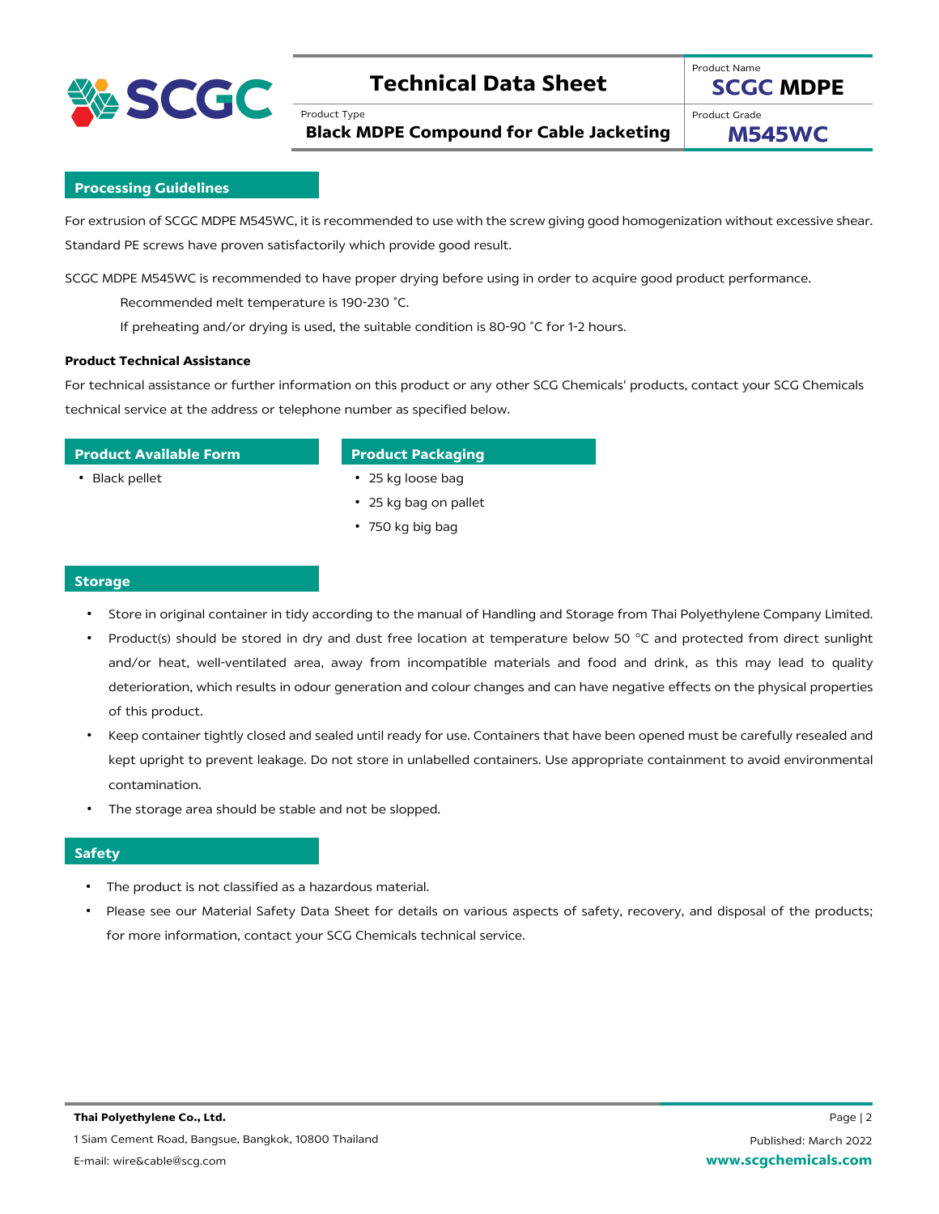## Processing Guidelines

For extrusion of SCGC MDPE M545WC, it is recommended to use with the screw giving good homogenization without excessive shear. Standard PE screws have proven satisfactorily which provide good result.

SCGC MDPE M545WC is recommended to have proper drying before using in order to acquire good product performance.

Recommended melt temperature is 190-230 °C.

If preheating and/or drying is used, the suitable condition is 80-90 °C for 1-2 hours.

**Product Technical Assistance**

For technical assistance or further information on this product or any other SCG Chemicals' products, contact your SCG Chemicals technical service at the address or telephone number as specified below.

## Product Available Form

- Black pellet

## Product Packaging

- 25 kg loose bag
- 25 kg bag on pallet
- 750 kg big bag

## Storage

- Store in original container in tidy according to the manual of Handling and Storage from Thai Polyethylene Company Limited.
- Product(s) should be stored in dry and dust free location at temperature below 50 °C and protected from direct sunlight and/or heat, well-ventilated area, away from incompatible materials and food and drink, as this may lead to quality deterioration, which results in odour generation and colour changes and can have negative effects on the physical properties of this product.
- Keep container tightly closed and sealed until ready for use. Containers that have been opened must be carefully resealed and kept upright to prevent leakage. Do not store in unlabelled containers. Use appropriate containment to avoid environmental contamination.
- The storage area should be stable and not be slopped.

## Safety

- The product is not classified as a hazardous material.
- Please see our Material Safety Data Sheet for details on various aspects of safety, recovery, and disposal of the products; for more information, contact your SCG Chemicals technical service.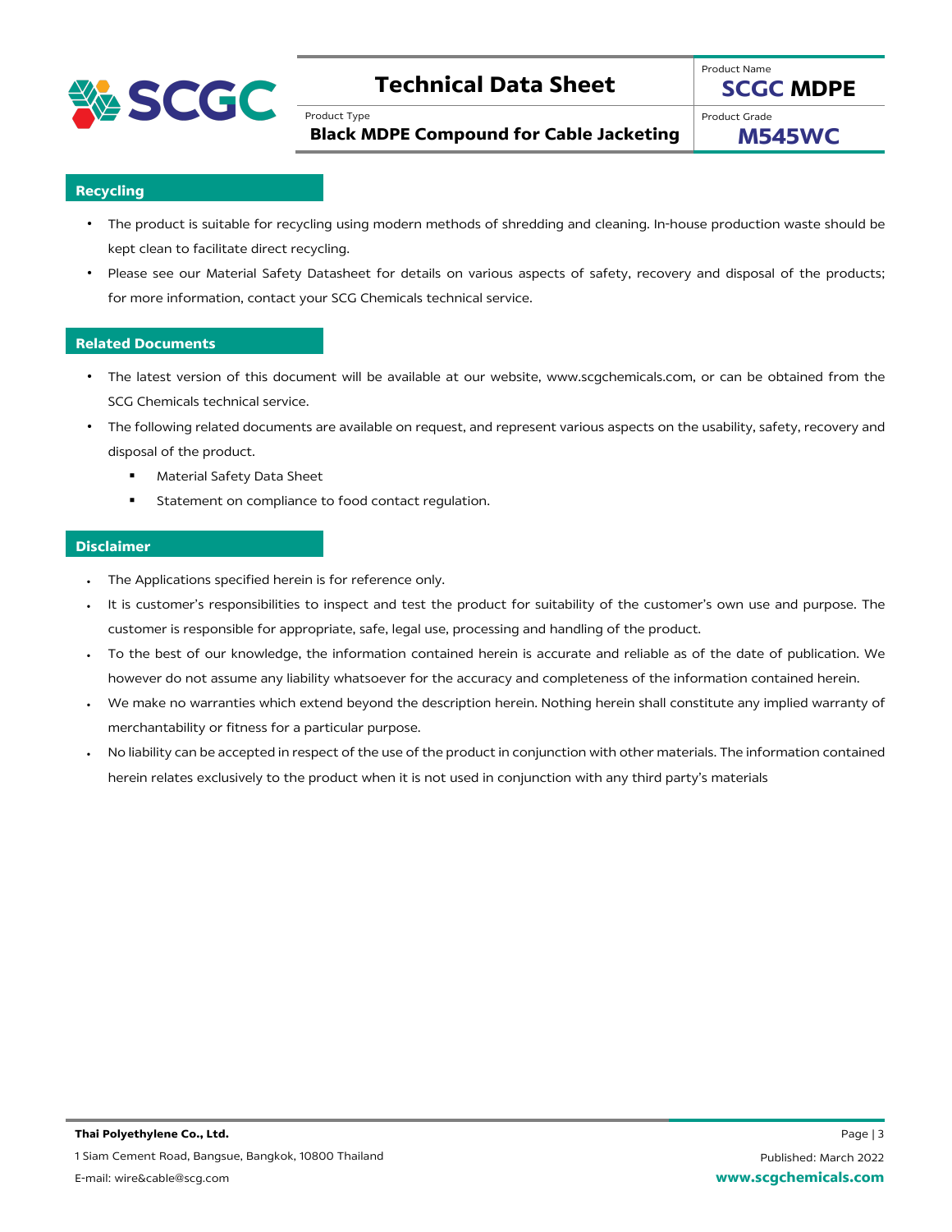## Recycling

- The product is suitable for recycling using modern methods of shredding and cleaning. In-house production waste should be kept clean to facilitate direct recycling.
- Please see our Material Safety Datasheet for details on various aspects of safety, recovery and disposal of the products; for more information, contact your SCG Chemicals technical service.

## Related Documents

- The latest version of this document will be available at our website, www.scgchemicals.com, or can be obtained from the SCG Chemicals technical service.
- The following related documents are available on request, and represent various aspects on the usability, safety, recovery and disposal of the product.
  - Material Safety Data Sheet
  - Statement on compliance to food contact regulation.

## Disclaimer

- The Applications specified herein is for reference only.
- It is customer's responsibilities to inspect and test the product for suitability of the customer's own use and purpose. The customer is responsible for appropriate, safe, legal use, processing and handling of the product.
- To the best of our knowledge, the information contained herein is accurate and reliable as of the date of publication. We however do not assume any liability whatsoever for the accuracy and completeness of the information contained herein.
- We make no warranties which extend beyond the description herein. Nothing herein shall constitute any implied warranty of merchantability or fitness for a particular purpose.
- No liability can be accepted in respect of the use of the product in conjunction with other materials. The information contained herein relates exclusively to the product when it is not used in conjunction with any third party's materials